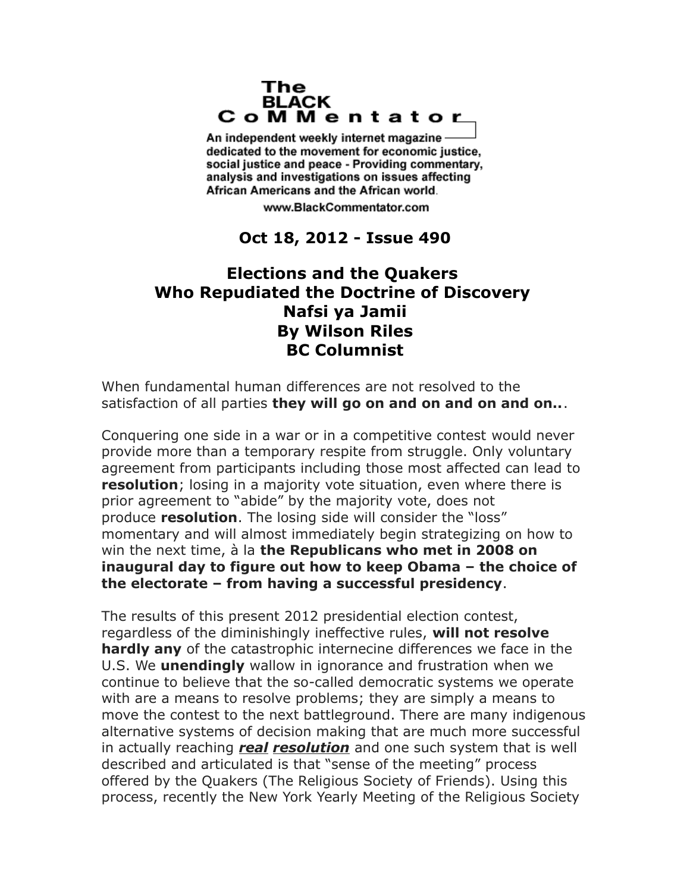**The BLACK CoMMentator**

An independent weekly internet magazine dedicated to the movement for economic justice, social justice and peace - Providing commentary, analysis and investigations on issues affecting African Americans and the African world.

www.BlackCommentator.com

**Oct 18, 2012 - Issue 490**

# Elections and the Quakers Who Repudiated the Doctrine of Discovery

## Nafsi ya Jamii

## By Wilson Riles

## BC Columnist

When fundamental human differences are not resolved to the satisfaction of all parties **they will go on and on and on and on..**.

Conquering one side in a war or in a competitive contest would never provide more than a temporary respite from struggle. Only voluntary agreement from participants including those most affected can lead to **resolution**; losing in a majority vote situation, even where there is prior agreement to "abide" by the majority vote, does not produce **resolution**. The losing side will consider the "loss" momentary and will almost immediately begin strategizing on how to win the next time, à la **the Republicans who met in 2008 on inaugural day to figure out how to keep Obama – the choice of the electorate – from having a successful presidency**.

The results of this present 2012 presidential election contest, regardless of the diminishingly ineffective rules, **will not resolve hardly any** of the catastrophic internecine differences we face in the U.S. We **unendingly** wallow in ignorance and frustration when we continue to believe that the so-called democratic systems we operate with are a means to resolve problems; they are simply a means to move the contest to the next battleground. There are many indigenous alternative systems of decision making that are much more successful in actually reaching ***real resolution*** and one such system that is well described and articulated is that "sense of the meeting" process offered by the Quakers (The Religious Society of Friends). Using this process, recently the New York Yearly Meeting of the Religious Society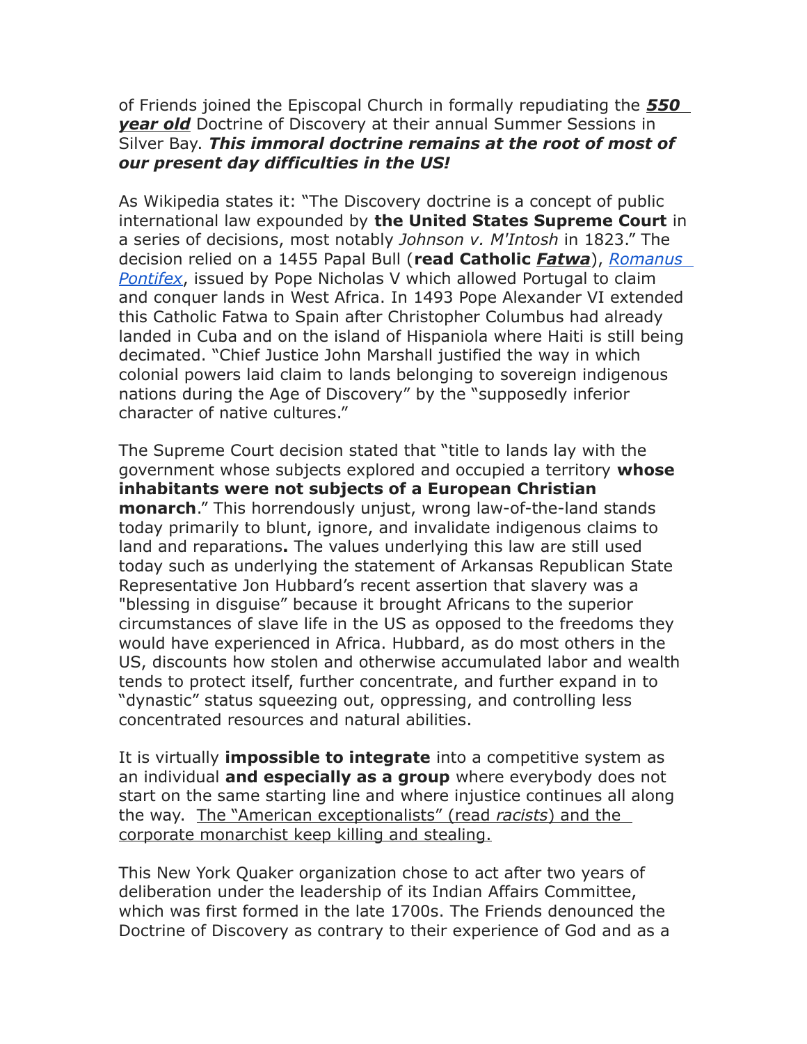of Friends joined the Episcopal Church in formally repudiating the ***550 year old*** Doctrine of Discovery at their annual Summer Sessions in Silver Bay. ***This immoral doctrine remains at the root of most of our present day difficulties in the US!***

As Wikipedia states it: "The Discovery doctrine is a concept of public international law expounded by **the United States Supreme Court** in a series of decisions, most notably *Johnson v. M'Intosh* in 1823." The decision relied on a 1455 Papal Bull (**read Catholic *Fatwa***), *Romanus Pontifex*, issued by Pope Nicholas V which allowed Portugal to claim and conquer lands in West Africa. In 1493 Pope Alexander VI extended this Catholic Fatwa to Spain after Christopher Columbus had already landed in Cuba and on the island of Hispaniola where Haiti is still being decimated. "Chief Justice John Marshall justified the way in which colonial powers laid claim to lands belonging to sovereign indigenous nations during the Age of Discovery" by the "supposedly inferior character of native cultures."

The Supreme Court decision stated that "title to lands lay with the government whose subjects explored and occupied a territory **whose inhabitants were not subjects of a European Christian monarch**." This horrendously unjust, wrong law-of-the-land stands today primarily to blunt, ignore, and invalidate indigenous claims to land and reparations**.** The values underlying this law are still used today such as underlying the statement of Arkansas Republican State Representative Jon Hubbard's recent assertion that slavery was a "blessing in disguise" because it brought Africans to the superior circumstances of slave life in the US as opposed to the freedoms they would have experienced in Africa. Hubbard, as do most others in the US, discounts how stolen and otherwise accumulated labor and wealth tends to protect itself, further concentrate, and further expand in to "dynastic" status squeezing out, oppressing, and controlling less concentrated resources and natural abilities.

It is virtually **impossible to integrate** into a competitive system as an individual **and especially as a group** where everybody does not start on the same starting line and where injustice continues all along the way. The "American exceptionalists" (read *racists*) and the corporate monarchist keep killing and stealing.

This New York Quaker organization chose to act after two years of deliberation under the leadership of its Indian Affairs Committee, which was first formed in the late 1700s. The Friends denounced the Doctrine of Discovery as contrary to their experience of God and as a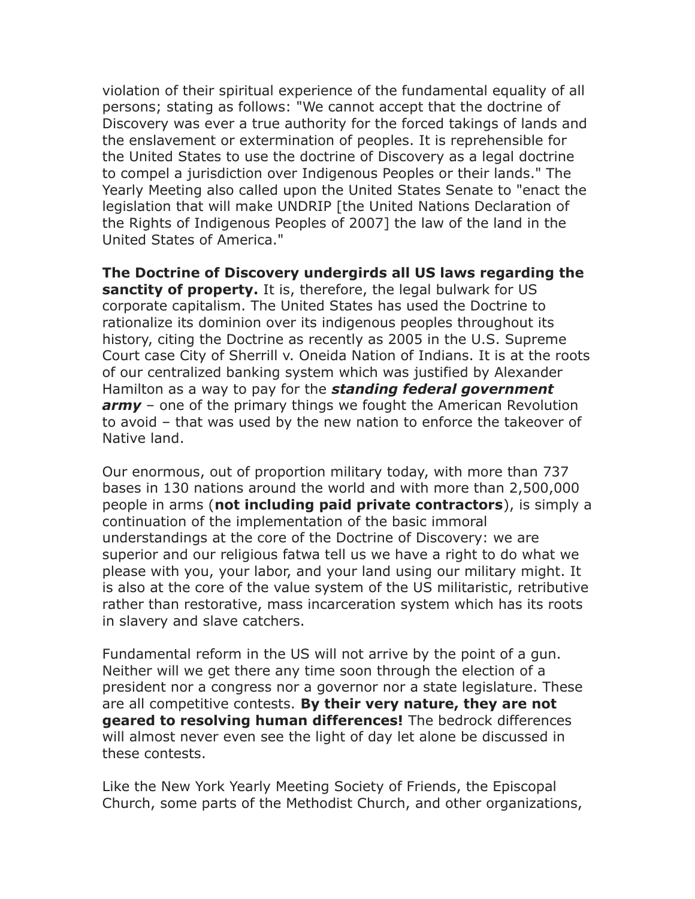violation of their spiritual experience of the fundamental equality of all persons; stating as follows: "We cannot accept that the doctrine of Discovery was ever a true authority for the forced takings of lands and the enslavement or extermination of peoples. It is reprehensible for the United States to use the doctrine of Discovery as a legal doctrine to compel a jurisdiction over Indigenous Peoples or their lands." The Yearly Meeting also called upon the United States Senate to "enact the legislation that will make UNDRIP [the United Nations Declaration of the Rights of Indigenous Peoples of 2007] the law of the land in the United States of America."

**The Doctrine of Discovery undergirds all US laws regarding the sanctity of property.** It is, therefore, the legal bulwark for US corporate capitalism. The United States has used the Doctrine to rationalize its dominion over its indigenous peoples throughout its history, citing the Doctrine as recently as 2005 in the U.S. Supreme Court case City of Sherrill v. Oneida Nation of Indians. It is at the roots of our centralized banking system which was justified by Alexander Hamilton as a way to pay for the ***standing federal government army*** – one of the primary things we fought the American Revolution to avoid – that was used by the new nation to enforce the takeover of Native land.

Our enormous, out of proportion military today, with more than 737 bases in 130 nations around the world and with more than 2,500,000 people in arms (**not including paid private contractors**), is simply a continuation of the implementation of the basic immoral understandings at the core of the Doctrine of Discovery: we are superior and our religious fatwa tell us we have a right to do what we please with you, your labor, and your land using our military might. It is also at the core of the value system of the US militaristic, retributive rather than restorative, mass incarceration system which has its roots in slavery and slave catchers.

Fundamental reform in the US will not arrive by the point of a gun. Neither will we get there any time soon through the election of a president nor a congress nor a governor nor a state legislature. These are all competitive contests. **By their very nature, they are not geared to resolving human differences!** The bedrock differences will almost never even see the light of day let alone be discussed in these contests.

Like the New York Yearly Meeting Society of Friends, the Episcopal Church, some parts of the Methodist Church, and other organizations,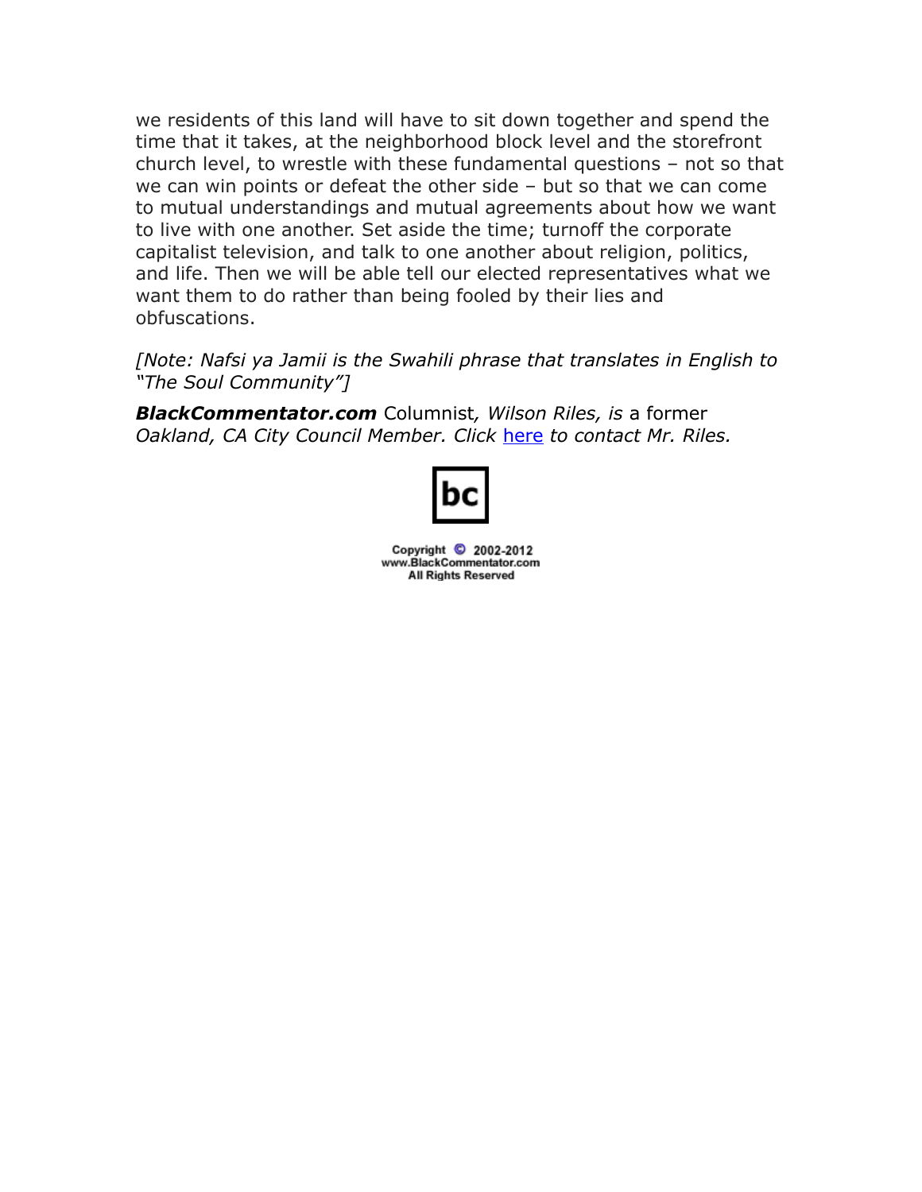we residents of this land will have to sit down together and spend the time that it takes, at the neighborhood block level and the storefront church level, to wrestle with these fundamental questions – not so that we can win points or defeat the other side – but so that we can come to mutual understandings and mutual agreements about how we want to live with one another. Set aside the time; turnoff the corporate capitalist television, and talk to one another about religion, politics, and life. Then we will be able tell our elected representatives what we want them to do rather than being fooled by their lies and obfuscations.

*[Note: Nafsi ya Jamii is the Swahili phrase that translates in English to "The Soul Community"]*

***BlackCommentator.com*** Columnist*, Wilson Riles, is* a former *Oakland, CA City Council Member. Click* here *to contact Mr. Riles.*

bc

Copyright © 2002-2012
www.BlackCommentator.com
All Rights Reserved